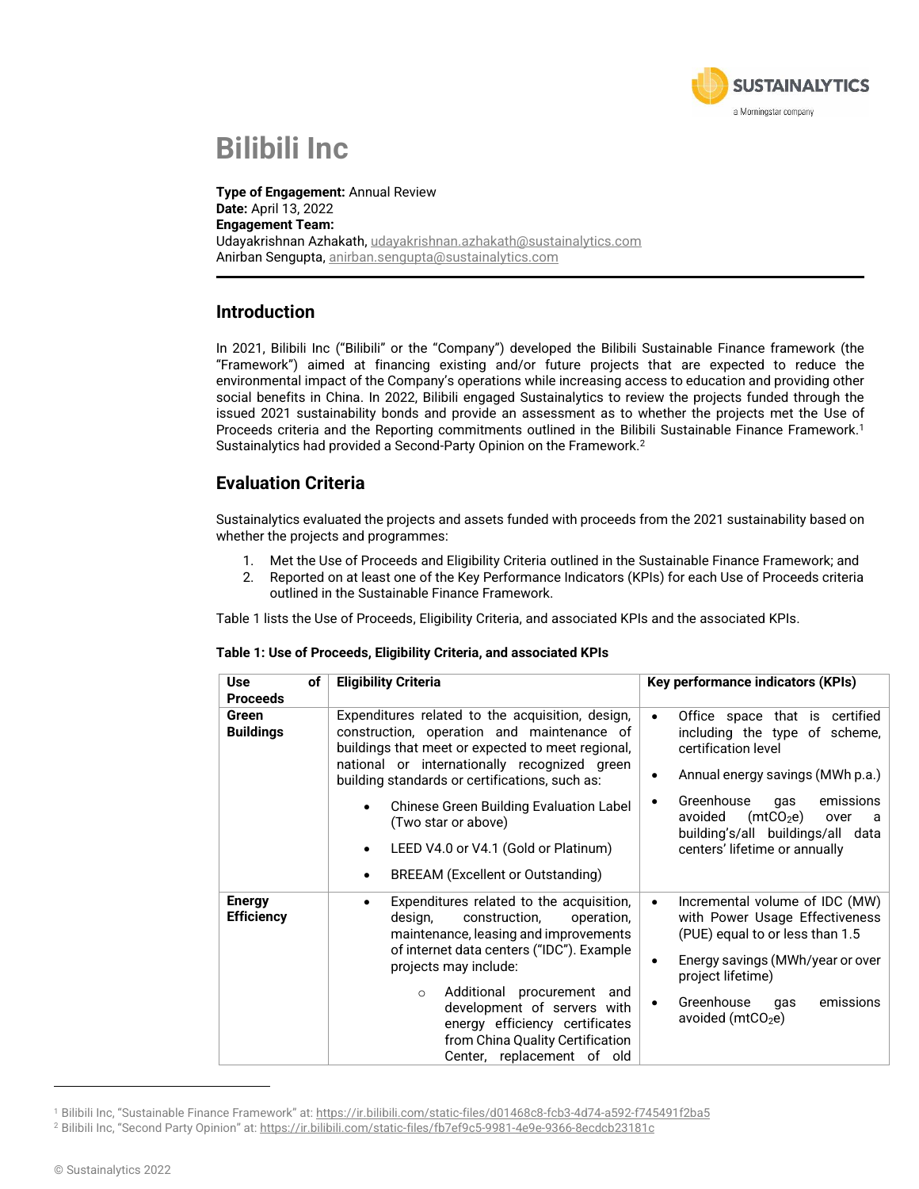# Bilibili Inc

**Type of Engagement:** Annual Review
**Date:** April 13, 2022
**Engagement Team:**
Udayakrishnan Azhakath, udayakrishnan.azhakath@sustainalytics.com
Anirban Sengupta, anirban.sengupta@sustainalytics.com

## Introduction

In 2021, Bilibili Inc ("Bilibili" or the "Company") developed the Bilibili Sustainable Finance framework (the "Framework") aimed at financing existing and/or future projects that are expected to reduce the environmental impact of the Company's operations while increasing access to education and providing other social benefits in China. In 2022, Bilibili engaged Sustainalytics to review the projects funded through the issued 2021 sustainability bonds and provide an assessment as to whether the projects met the Use of Proceeds criteria and the Reporting commitments outlined in the Bilibili Sustainable Finance Framework.[1] Sustainalytics had provided a Second-Party Opinion on the Framework.[2]

## Evaluation Criteria

Sustainalytics evaluated the projects and assets funded with proceeds from the 2021 sustainability based on whether the projects and programmes:

1. Met the Use of Proceeds and Eligibility Criteria outlined in the Sustainable Finance Framework; and
2. Reported on at least one of the Key Performance Indicators (KPIs) for each Use of Proceeds criteria outlined in the Sustainable Finance Framework.

Table 1 lists the Use of Proceeds, Eligibility Criteria, and associated KPIs and the associated KPIs.

**Table 1: Use of Proceeds, Eligibility Criteria, and associated KPIs**

| Use of Proceeds | Eligibility Criteria | Key performance indicators (KPIs) |
|---|---|---|
| **Green Buildings** | Expenditures related to the acquisition, design, construction, operation and maintenance of buildings that meet or expected to meet regional, national or internationally recognized green building standards or certifications, such as:<br>• Chinese Green Building Evaluation Label (Two star or above)<br>• LEED V4.0 or V4.1 (Gold or Platinum)<br>• BREEAM (Excellent or Outstanding) | • Office space that is certified including the type of scheme, certification level<br>• Annual energy savings (MWh p.a.)<br>• Greenhouse gas emissions avoided ($mtCO_2e$) over a building's/all buildings/all data centers' lifetime or annually |
| **Energy Efficiency** | • Expenditures related to the acquisition, design, construction, operation, maintenance, leasing and improvements of internet data centers ("IDC"). Example projects may include:<br>  ○ Additional procurement and development of servers with energy efficiency certificates from China Quality Certification Center, replacement of old | • Incremental volume of IDC (MW) with Power Usage Effectiveness (PUE) equal to or less than 1.5<br>• Energy savings (MWh/year or over project lifetime)<br>• Greenhouse gas emissions avoided ($mtCO_2e$) |

[1] Bilibili Inc, "Sustainable Finance Framework" at: https://ir.bilibili.com/static-files/d01468c8-fcb3-4d74-a592-f745491f2ba5
[2] Bilibili Inc, "Second Party Opinion" at: https://ir.bilibili.com/static-files/fb7ef9c5-9981-4e9e-9366-8ecdcb23181c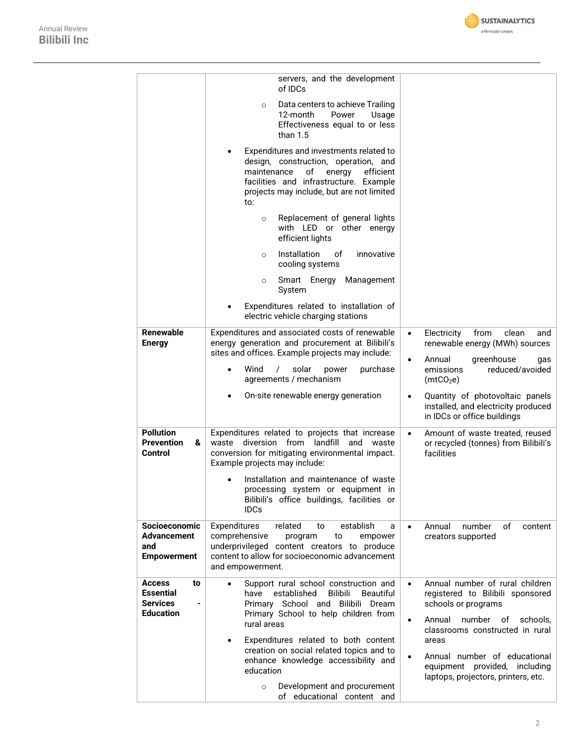| | | |
|---|---|---|
| | servers, and the development of IDCs<br>◦ Data centers to achieve Trailing 12-month Power Usage Effectiveness equal to or less than 1.5<br>• Expenditures and investments related to design, construction, operation, and maintenance of energy efficient facilities and infrastructure. Example projects may include, but are not limited to:<br>◦ Replacement of general lights with LED or other energy efficient lights<br>◦ Installation of innovative cooling systems<br>◦ Smart Energy Management System<br>• Expenditures related to installation of electric vehicle charging stations | |
| **Renewable Energy** | Expenditures and associated costs of renewable energy generation and procurement at Bilibili's sites and offices. Example projects may include:<br>• Wind / solar power purchase agreements / mechanism<br>• On-site renewable energy generation | • Electricity from clean and renewable energy (MWh) sources<br>• Annual greenhouse gas emissions reduced/avoided ($mtCO_2e$)<br>• Quantity of photovoltaic panels installed, and electricity produced in IDCs or office buildings |
| **Pollution Prevention & Control** | Expenditures related to projects that increase waste diversion from landfill and waste conversion for mitigating environmental impact. Example projects may include:<br>• Installation and maintenance of waste processing system or equipment in Bilibili's office buildings, facilities or IDCs | • Amount of waste treated, reused or recycled (tonnes) from Bilibili's facilities |
| **Socioeconomic Advancement and Empowerment** | Expenditures related to establish a comprehensive program to empower underprivileged content creators to produce content to allow for socioeconomic advancement and empowerment. | • Annual number of content creators supported |
| **Access to Essential Services - Education** | • Support rural school construction and have established Bilibili Beautiful Primary School and Bilibili Dream Primary School to help children from rural areas<br>• Expenditures related to both content creation on social related topics and to enhance knowledge accessibility and education<br>◦ Development and procurement of educational content and | • Annual number of rural children registered to Bilibili sponsored schools or programs<br>• Annual number of schools, classrooms constructed in rural areas<br>• Annual number of educational equipment provided, including laptops, projectors, printers, etc. |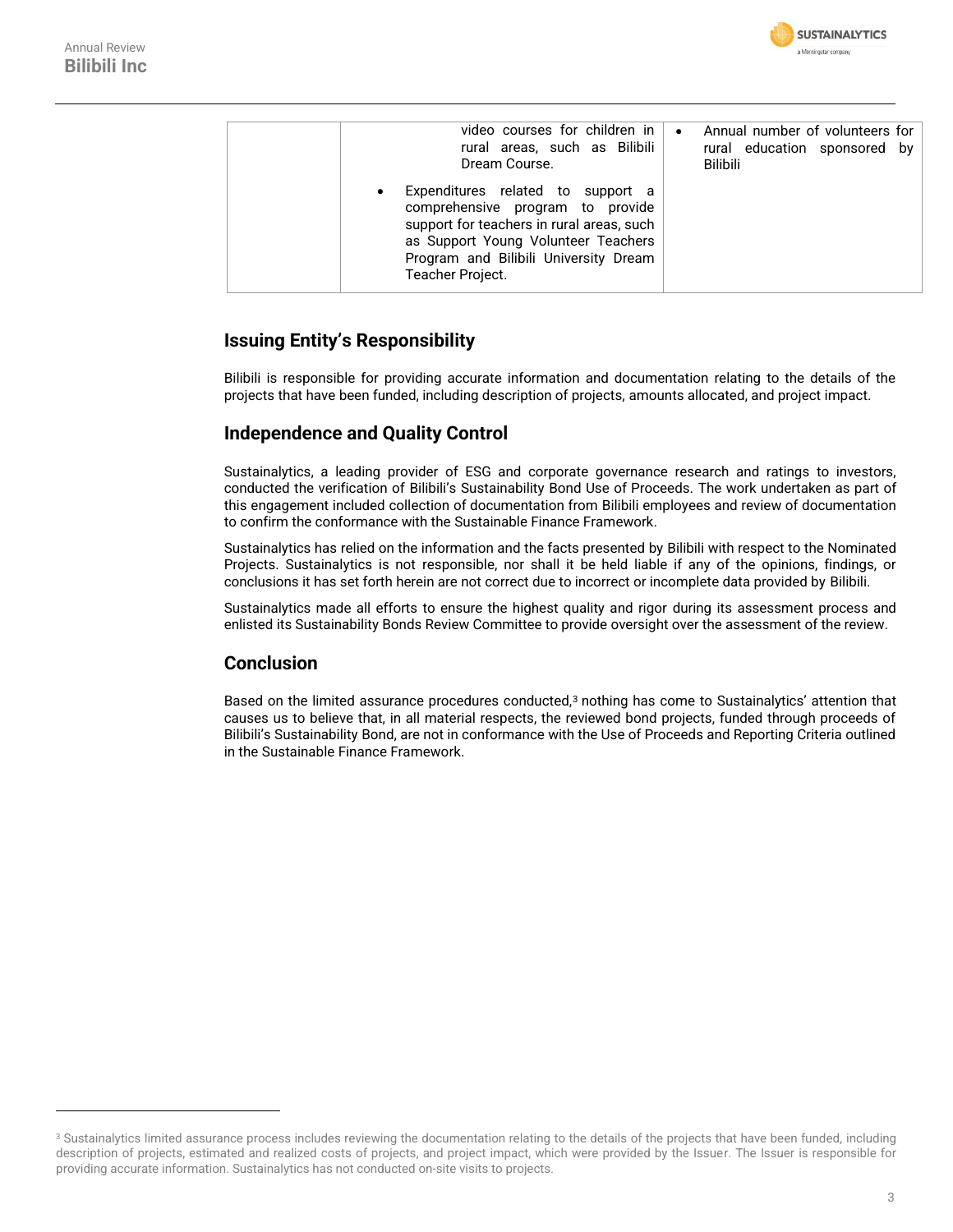| | | |
|---|---|---|
| | video courses for children in rural areas, such as Bilibili Dream Course.<br>• Expenditures related to support a comprehensive program to provide support for teachers in rural areas, such as Support Young Volunteer Teachers Program and Bilibili University Dream Teacher Project. | • Annual number of volunteers for rural education sponsored by Bilibili |

## Issuing Entity's Responsibility

Bilibili is responsible for providing accurate information and documentation relating to the details of the projects that have been funded, including description of projects, amounts allocated, and project impact.

## Independence and Quality Control

Sustainalytics, a leading provider of ESG and corporate governance research and ratings to investors, conducted the verification of Bilibili's Sustainability Bond Use of Proceeds. The work undertaken as part of this engagement included collection of documentation from Bilibili employees and review of documentation to confirm the conformance with the Sustainable Finance Framework.

Sustainalytics has relied on the information and the facts presented by Bilibili with respect to the Nominated Projects. Sustainalytics is not responsible, nor shall it be held liable if any of the opinions, findings, or conclusions it has set forth herein are not correct due to incorrect or incomplete data provided by Bilibili.

Sustainalytics made all efforts to ensure the highest quality and rigor during its assessment process and enlisted its Sustainability Bonds Review Committee to provide oversight over the assessment of the review.

## Conclusion

Based on the limited assurance procedures conducted,[3] nothing has come to Sustainalytics' attention that causes us to believe that, in all material respects, the reviewed bond projects, funded through proceeds of Bilibili's Sustainability Bond, are not in conformance with the Use of Proceeds and Reporting Criteria outlined in the Sustainable Finance Framework.

[3] Sustainalytics limited assurance process includes reviewing the documentation relating to the details of the projects that have been funded, including description of projects, estimated and realized costs of projects, and project impact, which were provided by the Issuer. The Issuer is responsible for providing accurate information. Sustainalytics has not conducted on-site visits to projects.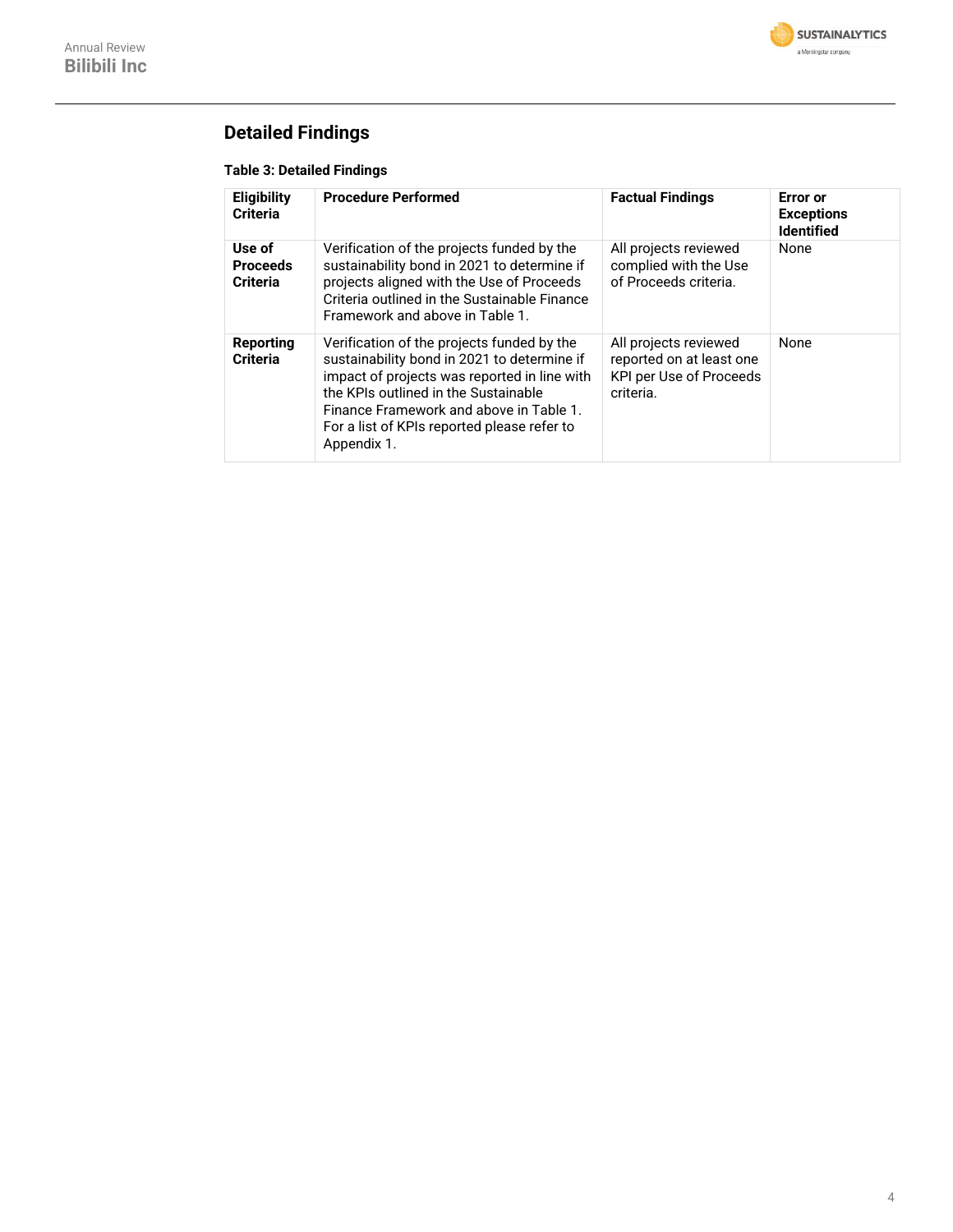## Detailed Findings

**Table 3: Detailed Findings**

| Eligibility Criteria | Procedure Performed | Factual Findings | Error or Exceptions Identified |
|---|---|---|---|
| **Use of Proceeds Criteria** | Verification of the projects funded by the sustainability bond in 2021 to determine if projects aligned with the Use of Proceeds Criteria outlined in the Sustainable Finance Framework and above in Table 1. | All projects reviewed complied with the Use of Proceeds criteria. | None |
| **Reporting Criteria** | Verification of the projects funded by the sustainability bond in 2021 to determine if impact of projects was reported in line with the KPIs outlined in the Sustainable Finance Framework and above in Table 1. For a list of KPIs reported please refer to Appendix 1. | All projects reviewed reported on at least one KPI per Use of Proceeds criteria. | None |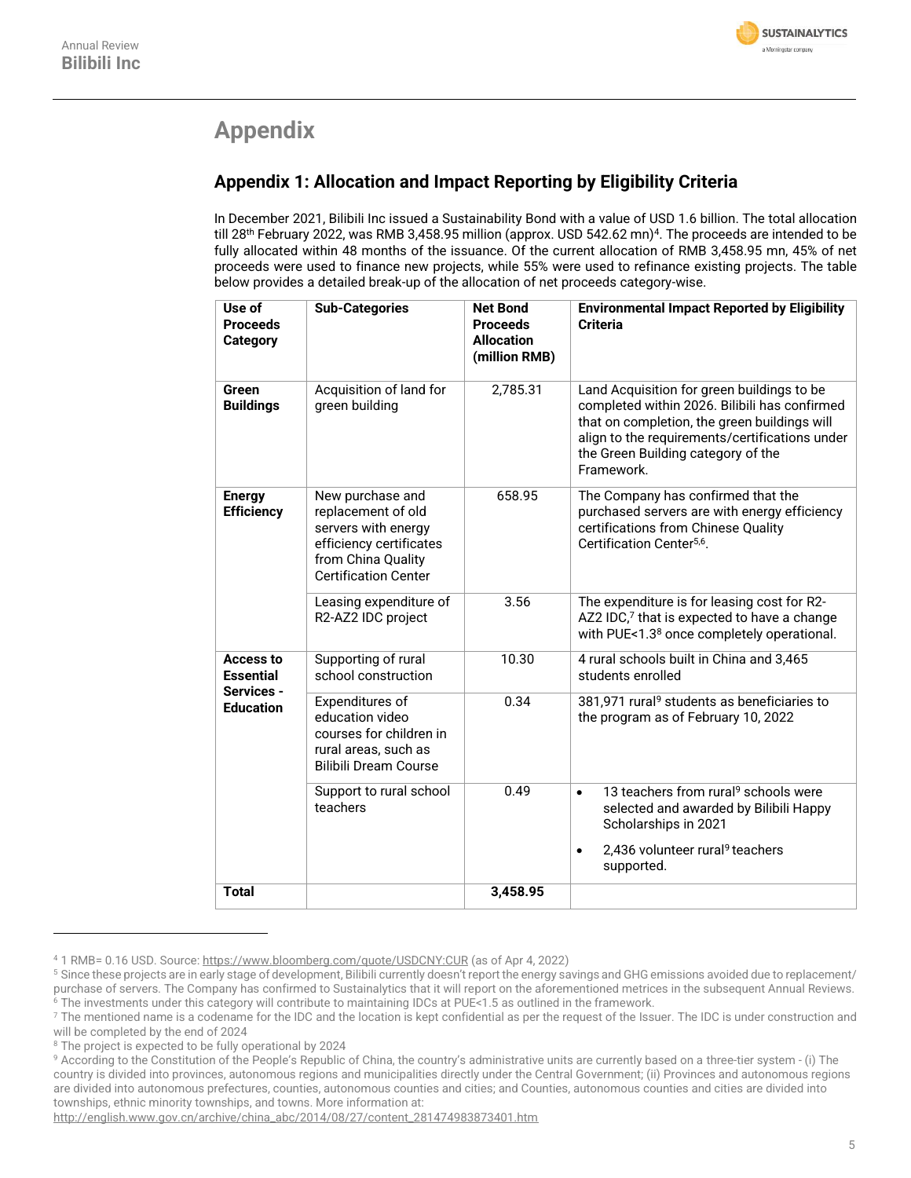# Appendix

## Appendix 1: Allocation and Impact Reporting by Eligibility Criteria

In December 2021, Bilibili Inc issued a Sustainability Bond with a value of USD 1.6 billion. The total allocation till 28th February 2022, was RMB 3,458.95 million (approx. USD 542.62 mn)[4]. The proceeds are intended to be fully allocated within 48 months of the issuance. Of the current allocation of RMB 3,458.95 mn, 45% of net proceeds were used to finance new projects, while 55% were used to refinance existing projects. The table below provides a detailed break-up of the allocation of net proceeds category-wise.

| Use of Proceeds Category | Sub-Categories | Net Bond Proceeds Allocation (million RMB) | Environmental Impact Reported by Eligibility Criteria |
|---|---|---|---|
| **Green Buildings** | Acquisition of land for green building | 2,785.31 | Land Acquisition for green buildings to be completed within 2026. Bilibili has confirmed that on completion, the green buildings will align to the requirements/certifications under the Green Building category of the Framework. |
| **Energy Efficiency** | New purchase and replacement of old servers with energy efficiency certificates from China Quality Certification Center | 658.95 | The Company has confirmed that the purchased servers are with energy efficiency certifications from Chinese Quality Certification Center[5,6]. |
| | Leasing expenditure of R2-AZ2 IDC project | 3.56 | The expenditure is for leasing cost for R2-AZ2 IDC,[7] that is expected to have a change with PUE<1.3[8] once completely operational. |
| **Access to Essential Services - Education** | Supporting of rural school construction | 10.30 | 4 rural schools built in China and 3,465 students enrolled |
| | Expenditures of education video courses for children in rural areas, such as Bilibili Dream Course | 0.34 | 381,971 rural[9] students as beneficiaries to the program as of February 10, 2022 |
| | Support to rural school teachers | 0.49 | • 13 teachers from rural[9] schools were selected and awarded by Bilibili Happy Scholarships in 2021<br>• 2,436 volunteer rural[9] teachers supported. |
| **Total** | | **3,458.95** | |

[4] 1 RMB= 0.16 USD. Source: https://www.bloomberg.com/quote/USDCNY:CUR (as of Apr 4, 2022)

[5] Since these projects are in early stage of development, Bilibili currently doesn't report the energy savings and GHG emissions avoided due to replacement/ purchase of servers. The Company has confirmed to Sustainalytics that it will report on the aforementioned metrices in the subsequent Annual Reviews.

[6] The investments under this category will contribute to maintaining IDCs at PUE<1.5 as outlined in the framework.

[7] The mentioned name is a codename for the IDC and the location is kept confidential as per the request of the Issuer. The IDC is under construction and will be completed by the end of 2024

[8] The project is expected to be fully operational by 2024

[9] According to the Constitution of the People's Republic of China, the country's administrative units are currently based on a three-tier system - (i) The country is divided into provinces, autonomous regions and municipalities directly under the Central Government; (ii) Provinces and autonomous regions are divided into autonomous prefectures, counties, autonomous counties and cities; and Counties, autonomous counties and cities are divided into townships, ethnic minority townships, and towns. More information at: http://english.www.gov.cn/archive/china_abc/2014/08/27/content_281474983873401.htm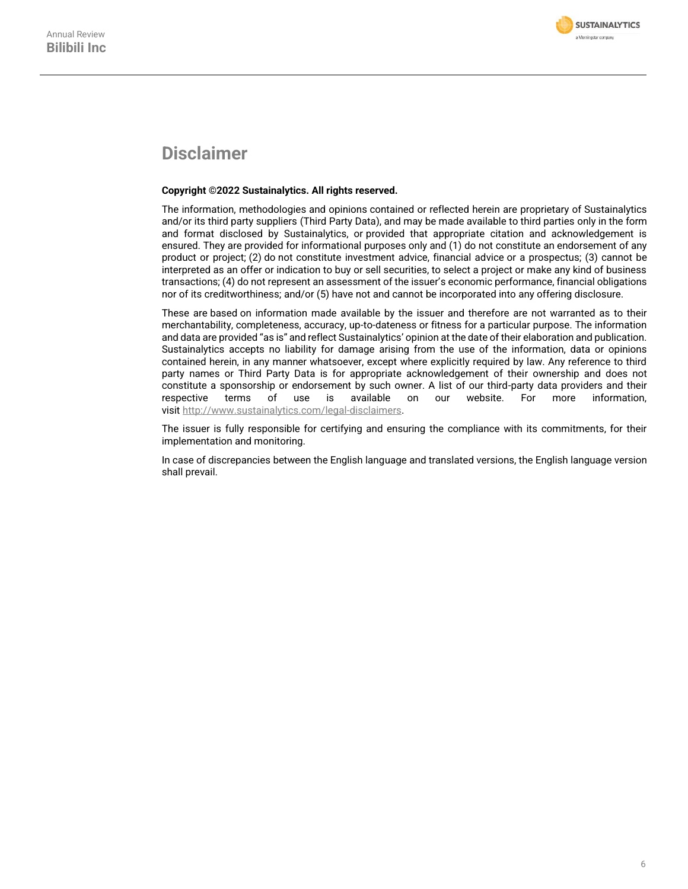# Disclaimer

**Copyright ©2022 Sustainalytics. All rights reserved.**

The information, methodologies and opinions contained or reflected herein are proprietary of Sustainalytics and/or its third party suppliers (Third Party Data), and may be made available to third parties only in the form and format disclosed by Sustainalytics, or provided that appropriate citation and acknowledgement is ensured. They are provided for informational purposes only and (1) do not constitute an endorsement of any product or project; (2) do not constitute investment advice, financial advice or a prospectus; (3) cannot be interpreted as an offer or indication to buy or sell securities, to select a project or make any kind of business transactions; (4) do not represent an assessment of the issuer's economic performance, financial obligations nor of its creditworthiness; and/or (5) have not and cannot be incorporated into any offering disclosure.

These are based on information made available by the issuer and therefore are not warranted as to their merchantability, completeness, accuracy, up-to-dateness or fitness for a particular purpose. The information and data are provided "as is" and reflect Sustainalytics' opinion at the date of their elaboration and publication. Sustainalytics accepts no liability for damage arising from the use of the information, data or opinions contained herein, in any manner whatsoever, except where explicitly required by law. Any reference to third party names or Third Party Data is for appropriate acknowledgement of their ownership and does not constitute a sponsorship or endorsement by such owner. A list of our third-party data providers and their respective terms of use is available on our website. For more information, visit http://www.sustainalytics.com/legal-disclaimers.

The issuer is fully responsible for certifying and ensuring the compliance with its commitments, for their implementation and monitoring.

In case of discrepancies between the English language and translated versions, the English language version shall prevail.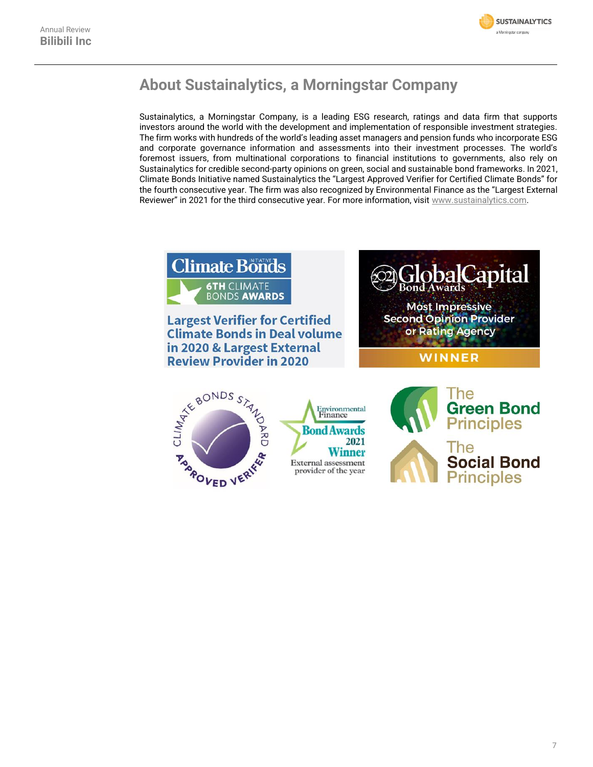## About Sustainalytics, a Morningstar Company

Sustainalytics, a Morningstar Company, is a leading ESG research, ratings and data firm that supports investors around the world with the development and implementation of responsible investment strategies. The firm works with hundreds of the world's leading asset managers and pension funds who incorporate ESG and corporate governance information and assessments into their investment processes. The world's foremost issuers, from multinational corporations to financial institutions to governments, also rely on Sustainalytics for credible second-party opinions on green, social and sustainable bond frameworks. In 2021, Climate Bonds Initiative named Sustainalytics the "Largest Approved Verifier for Certified Climate Bonds" for the fourth consecutive year. The firm was also recognized by Environmental Finance as the "Largest External Reviewer" in 2021 for the third consecutive year. For more information, visit www.sustainalytics.com.

Climate Bonds Initiative
6TH CLIMATE BONDS AWARDS
Largest Verifier for Certified Climate Bonds in Deal volume in 2020 & Largest External Review Provider in 2020

2021 GlobalCapital Bond Awards
Most Impressive Second Opinion Provider or Rating Agency
WINNER

CLIMATE BONDS STANDARD APPROVED VERIFIER

Environmental Finance
Bond Awards 2021 Winner
External assessment provider of the year

The Green Bond Principles

The Social Bond Principles